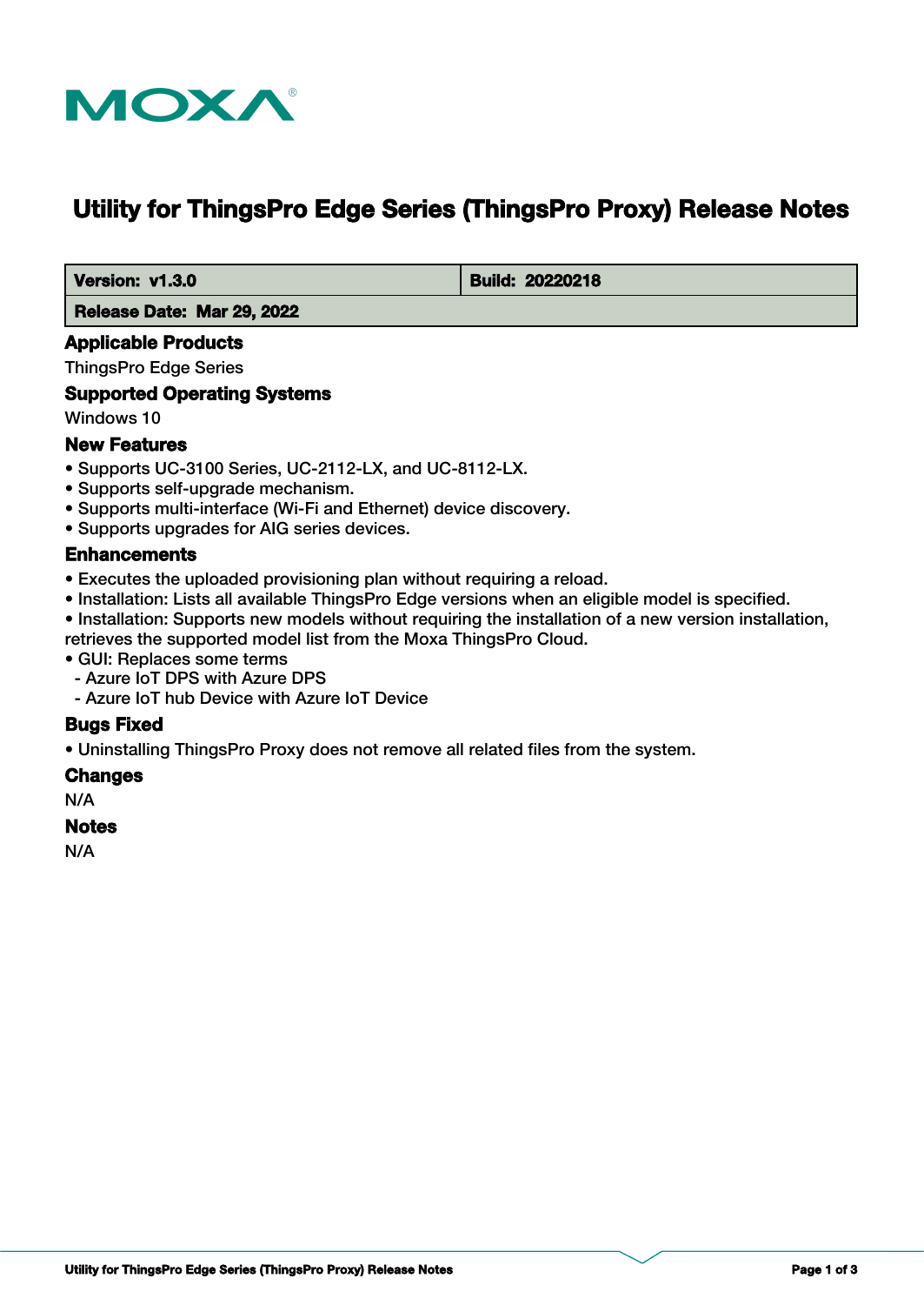MOXA

# Utility for ThingsPro Edge Series (ThingsPro Proxy) Release Notes

| **Version: v1.3.0** | **Build: 20220218** |
| --- | --- |
| **Release Date: Mar 29, 2022** | |

## Applicable Products

ThingsPro Edge Series

## Supported Operating Systems

Windows 10

## New Features

- Supports UC-3100 Series, UC-2112-LX, and UC-8112-LX.
- Supports self-upgrade mechanism.
- Supports multi-interface (Wi-Fi and Ethernet) device discovery.
- Supports upgrades for AIG series devices.

## Enhancements

- Executes the uploaded provisioning plan without requiring a reload.
- Installation: Lists all available ThingsPro Edge versions when an eligible model is specified.
- Installation: Supports new models without requiring the installation of a new version installation, retrieves the supported model list from the Moxa ThingsPro Cloud.
- GUI: Replaces some terms
  - Azure IoT DPS with Azure DPS
  - Azure IoT hub Device with Azure IoT Device

## Bugs Fixed

- Uninstalling ThingsPro Proxy does not remove all related files from the system.

## Changes

N/A

## Notes

N/A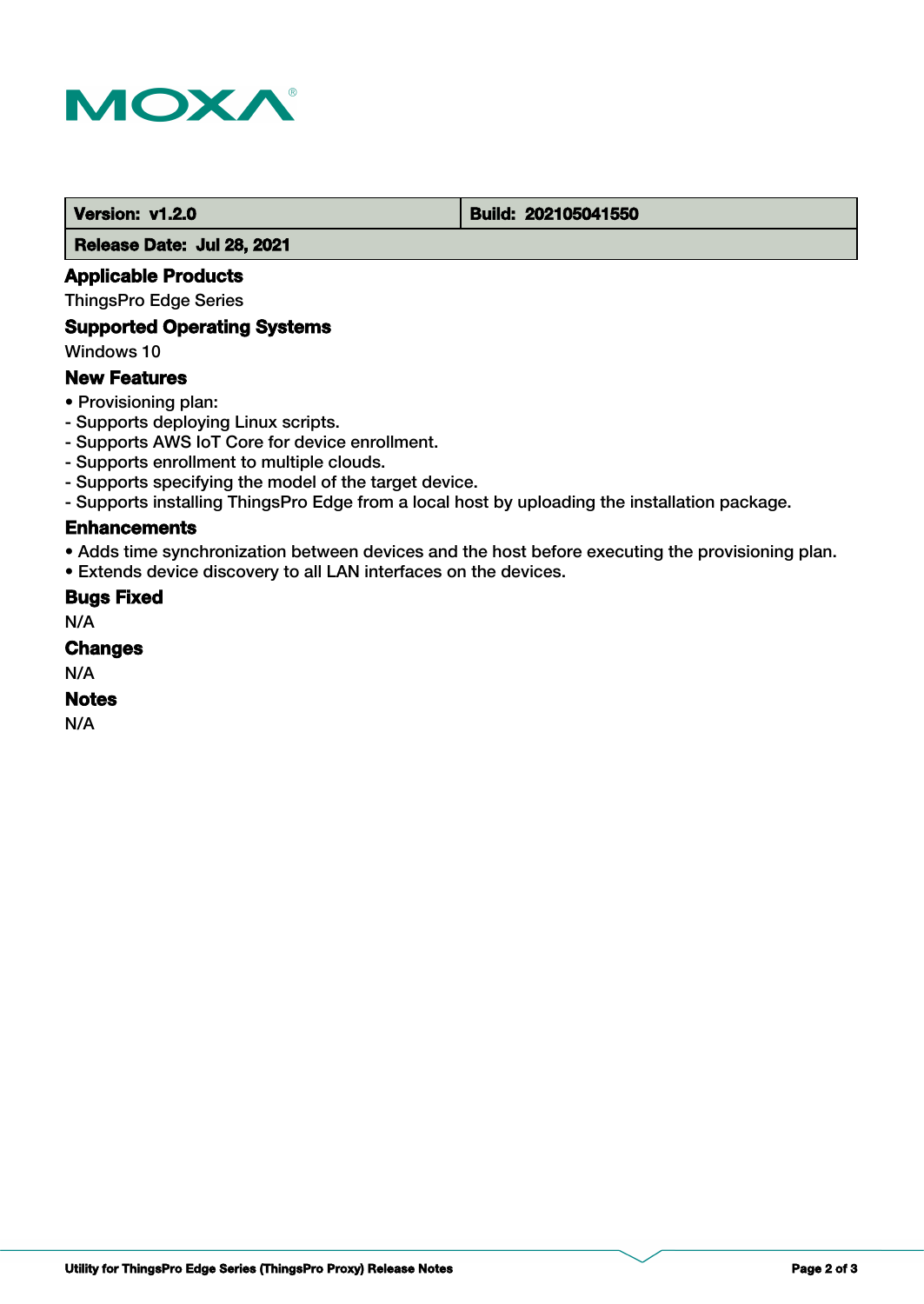| Version: v1.2.0 | Build: 202105041550 |
| --- | --- |
| Release Date: Jul 28, 2021 | |

### Applicable Products

ThingsPro Edge Series

### Supported Operating Systems

Windows 10

### New Features

• Provisioning plan:
- Supports deploying Linux scripts.
- Supports AWS IoT Core for device enrollment.
- Supports enrollment to multiple clouds.
- Supports specifying the model of the target device.
- Supports installing ThingsPro Edge from a local host by uploading the installation package.

### Enhancements

• Adds time synchronization between devices and the host before executing the provisioning plan.
• Extends device discovery to all LAN interfaces on the devices.

### Bugs Fixed

N/A

### Changes

N/A

### Notes

N/A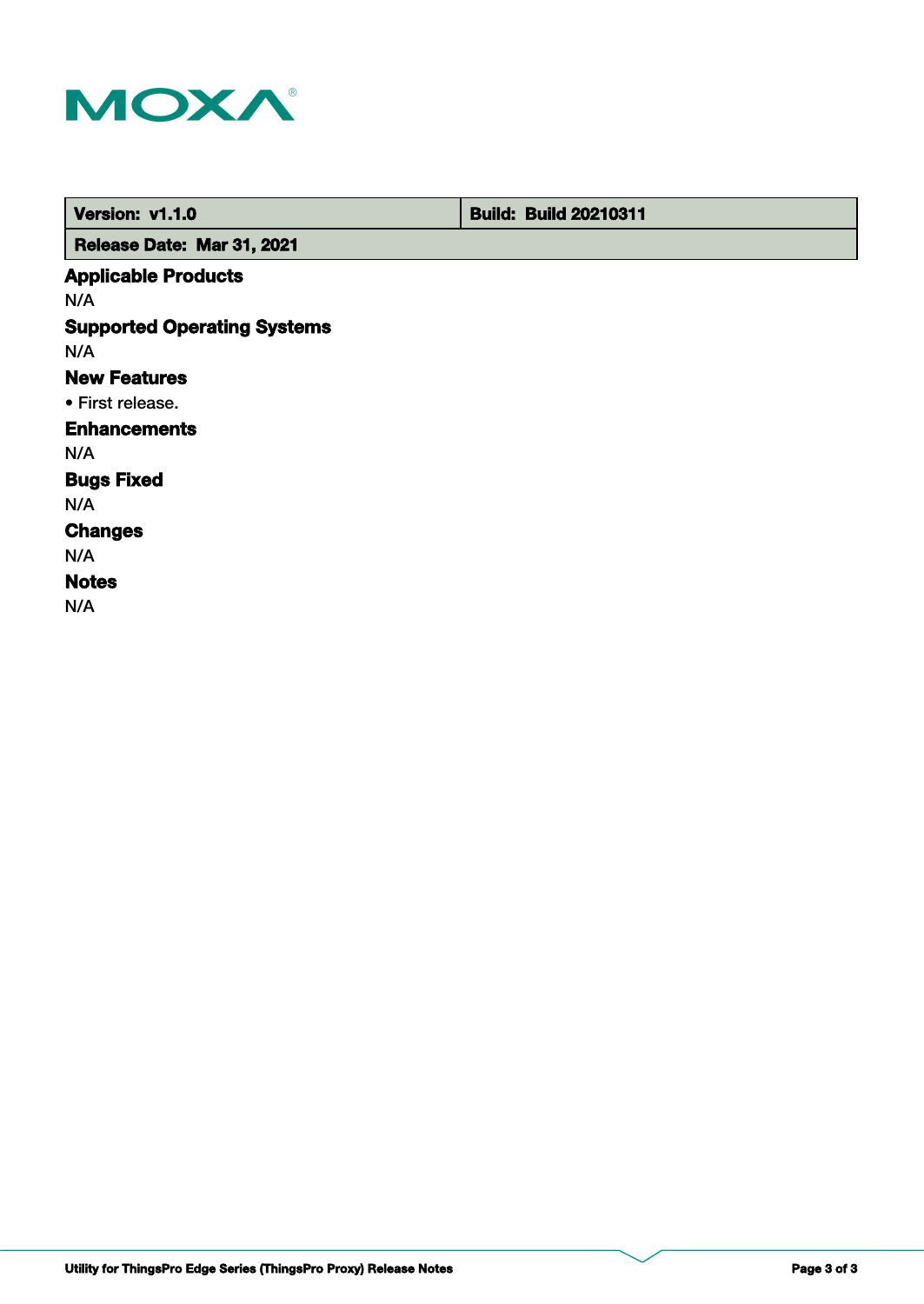| Version: v1.1.0 | Build: Build 20210311 |
| --- | --- |
| Release Date: Mar 31, 2021 | |

### Applicable Products

N/A

### Supported Operating Systems

N/A

### New Features

- First release.

### Enhancements

N/A

### Bugs Fixed

N/A

### Changes

N/A

### Notes

N/A